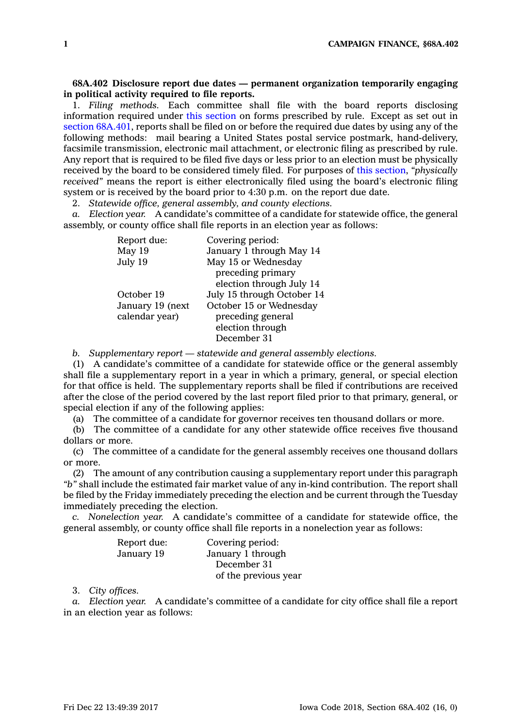**68A.402 Disclosure report due dates — permanent organization temporarily engaging in political activity required to file reports.**

1. *Filing methods.* Each committee shall file with the board reports disclosing information required under this section on forms prescribed by rule. Except as set out in section 68A.401, reports shall be filed on or before the required due dates by using any of the following methods: mail bearing a United States postal service postmark, hand-delivery, facsimile transmission, electronic mail attachment, or electronic filing as prescribed by rule. Any report that is required to be filed five days or less prior to an election must be physically received by the board to be considered timely filed. For purposes of this section, *"physically received"* means the report is either electronically filed using the board's electronic filing system or is received by the board prior to 4:30 p.m. on the report due date.

2. *Statewide office, general assembly, and county elections.*

*a. Election year.* A candidate's committee of a candidate for statewide office, the general assembly, or county office shall file reports in an election year as follows:

| Report due: | Covering period: |
|---|---|
| May 19 | January 1 through May 14 |
| July 19 | May 15 or Wednesday preceding primary election through July 14 |
| October 19 | July 15 through October 14 |
| January 19 (next calendar year) | October 15 or Wednesday preceding general election through December 31 |

*b. Supplementary report — statewide and general assembly elections.*

(1) A candidate's committee of a candidate for statewide office or the general assembly shall file a supplementary report in a year in which a primary, general, or special election for that office is held. The supplementary reports shall be filed if contributions are received after the close of the period covered by the last report filed prior to that primary, general, or special election if any of the following applies:

(a) The committee of a candidate for governor receives ten thousand dollars or more.

(b) The committee of a candidate for any other statewide office receives five thousand dollars or more.

(c) The committee of a candidate for the general assembly receives one thousand dollars or more.

(2) The amount of any contribution causing a supplementary report under this paragraph *"b"* shall include the estimated fair market value of any in-kind contribution. The report shall be filed by the Friday immediately preceding the election and be current through the Tuesday immediately preceding the election.

*c. Nonelection year.* A candidate's committee of a candidate for statewide office, the general assembly, or county office shall file reports in a nonelection year as follows:

| Report due: | Covering period: |
|---|---|
| January 19 | January 1 through December 31 of the previous year |

3. *City offices.*

*a. Election year.* A candidate's committee of a candidate for city office shall file a report in an election year as follows: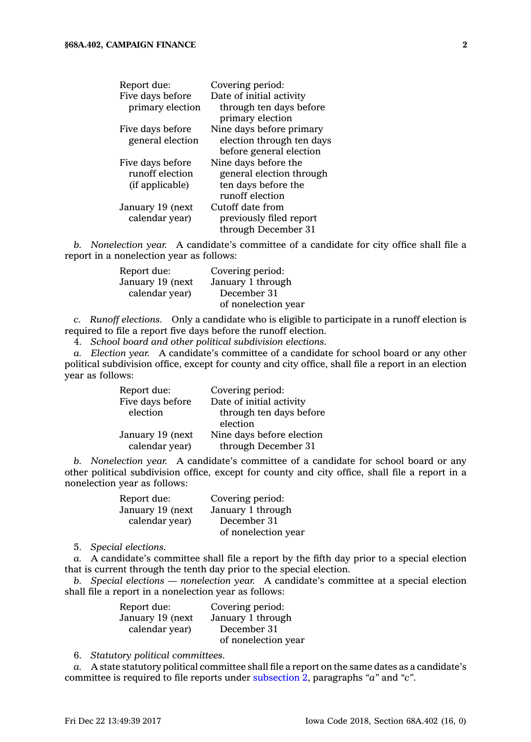| Report due: | Covering period: |
|---|---|
| Five days before primary election | Date of initial activity through ten days before primary election |
| Five days before general election | Nine days before primary election through ten days before general election |
| Five days before runoff election (if applicable) | Nine days before the general election through ten days before the runoff election |
| January 19 (next calendar year) | Cutoff date from previously filed report through December 31 |

*b. Nonelection year.* A candidate's committee of a candidate for city office shall file a report in a nonelection year as follows:

| Report due: | Covering period: |
|---|---|
| January 19 (next calendar year) | January 1 through December 31 of nonelection year |

*c. Runoff elections.* Only a candidate who is eligible to participate in a runoff election is required to file a report five days before the runoff election.

4. *School board and other political subdivision elections.*

*a. Election year.* A candidate's committee of a candidate for school board or any other political subdivision office, except for county and city office, shall file a report in an election year as follows:

| Report due: | Covering period: |
|---|---|
| Five days before election | Date of initial activity through ten days before election |
| January 19 (next calendar year) | Nine days before election through December 31 |

*b. Nonelection year.* A candidate's committee of a candidate for school board or any other political subdivision office, except for county and city office, shall file a report in a nonelection year as follows:

| Report due: | Covering period: |
|---|---|
| January 19 (next calendar year) | January 1 through December 31 of nonelection year |

5. *Special elections.*

*a.* A candidate's committee shall file a report by the fifth day prior to a special election that is current through the tenth day prior to the special election.

*b. Special elections — nonelection year.* A candidate's committee at a special election shall file a report in a nonelection year as follows:

| Report due: | Covering period: |
|---|---|
| January 19 (next calendar year) | January 1 through December 31 of nonelection year |

6. *Statutory political committees.*

*a.* A state statutory political committee shall file a report on the same dates as a candidate's committee is required to file reports under subsection 2, paragraphs "*a*" and "*c*".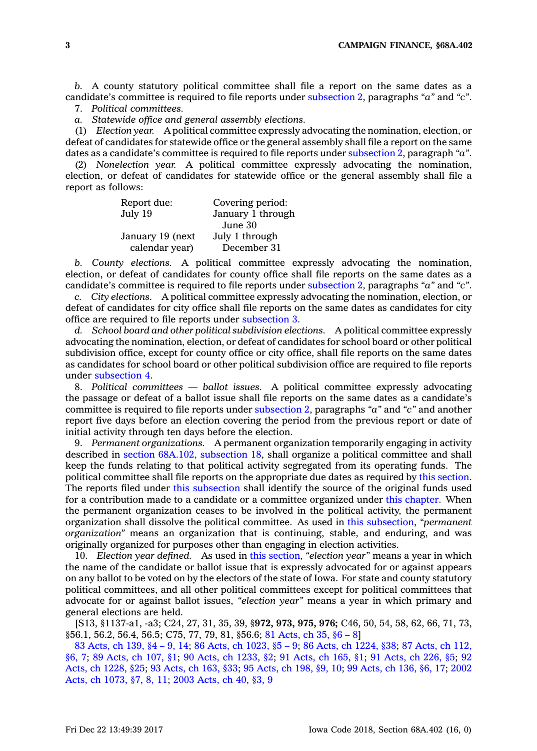*b.* A county statutory political committee shall file a report on the same dates as a candidate's committee is required to file reports under subsection 2, paragraphs *"a"* and *"c"*.

7. *Political committees.*

*a. Statewide office and general assembly elections.*

(1) *Election year.* A political committee expressly advocating the nomination, election, or defeat of candidates for statewide office or the general assembly shall file a report on the same dates as a candidate's committee is required to file reports under subsection 2, paragraph *"a"*.

(2) *Nonelection year.* A political committee expressly advocating the nomination, election, or defeat of candidates for statewide office or the general assembly shall file a report as follows:

| Report due: | Covering period: |
|---|---|
| July 19 | January 1 through June 30 |
| January 19 (next calendar year) | July 1 through December 31 |

*b. County elections.* A political committee expressly advocating the nomination, election, or defeat of candidates for county office shall file reports on the same dates as a candidate's committee is required to file reports under subsection 2, paragraphs *"a"* and *"c"*.

*c. City elections.* A political committee expressly advocating the nomination, election, or defeat of candidates for city office shall file reports on the same dates as candidates for city office are required to file reports under subsection 3.

*d. School board and other political subdivision elections.* A political committee expressly advocating the nomination, election, or defeat of candidates for school board or other political subdivision office, except for county office or city office, shall file reports on the same dates as candidates for school board or other political subdivision office are required to file reports under subsection 4.

8. *Political committees — ballot issues.* A political committee expressly advocating the passage or defeat of a ballot issue shall file reports on the same dates as a candidate's committee is required to file reports under subsection 2, paragraphs *"a"* and *"c"* and another report five days before an election covering the period from the previous report or date of initial activity through ten days before the election.

9. *Permanent organizations.* A permanent organization temporarily engaging in activity described in section 68A.102, subsection 18, shall organize a political committee and shall keep the funds relating to that political activity segregated from its operating funds. The political committee shall file reports on the appropriate due dates as required by this section. The reports filed under this subsection shall identify the source of the original funds used for a contribution made to a candidate or a committee organized under this chapter. When the permanent organization ceases to be involved in the political activity, the permanent organization shall dissolve the political committee. As used in this subsection, *"permanent organization"* means an organization that is continuing, stable, and enduring, and was originally organized for purposes other than engaging in election activities.

10. *Election year defined.* As used in this section, *"election year"* means a year in which the name of the candidate or ballot issue that is expressly advocated for or against appears on any ballot to be voted on by the electors of the state of Iowa. For state and county statutory political committees, and all other political committees except for political committees that advocate for or against ballot issues, *"election year"* means a year in which primary and general elections are held.

[S13, §1137-a1, -a3; C24, 27, 31, 35, 39, §**972, 973, 975, 976;** C46, 50, 54, 58, 62, 66, 71, 73, §56.1, 56.2, 56.4, 56.5; C75, 77, 79, 81, §56.6; 81 Acts, ch 35, §6 – 8]

83 Acts, ch 139, §4 – 9, 14; 86 Acts, ch 1023, §5 – 9; 86 Acts, ch 1224, §38; 87 Acts, ch 112, §6, 7; 89 Acts, ch 107, §1; 90 Acts, ch 1233, §2; 91 Acts, ch 165, §1; 91 Acts, ch 226, §5; 92 Acts, ch 1228, §25; 93 Acts, ch 163, §33; 95 Acts, ch 198, §9, 10; 99 Acts, ch 136, §6, 17; 2002 Acts, ch 1073, §7, 8, 11; 2003 Acts, ch 40, §3, 9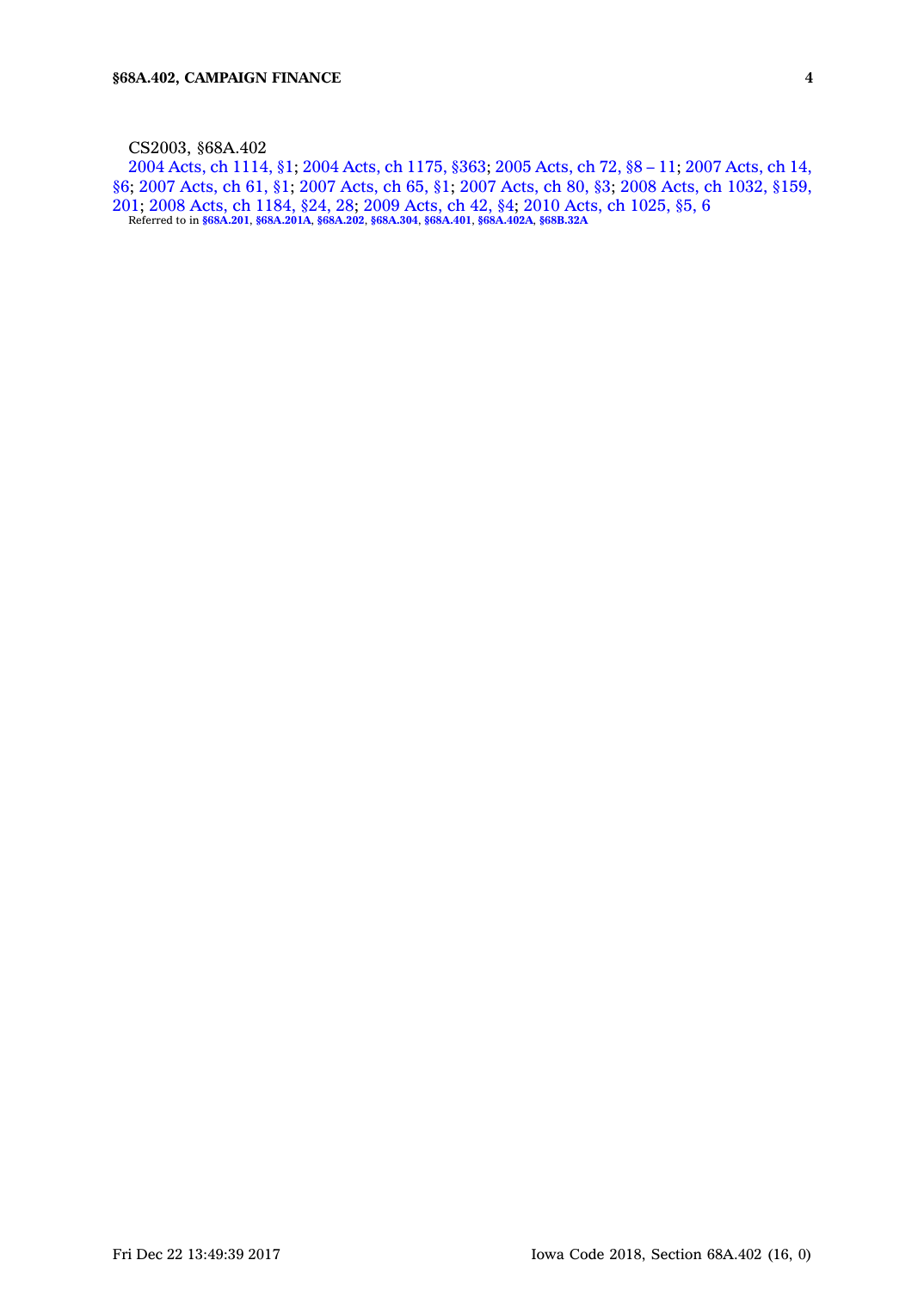CS2003, §68A.402

2004 Acts, ch 1114, §1; 2004 Acts, ch 1175, §363; 2005 Acts, ch 72, §8 – 11; 2007 Acts, ch 14, §6; 2007 Acts, ch 61, §1; 2007 Acts, ch 65, §1; 2007 Acts, ch 80, §3; 2008 Acts, ch 1032, §159, 201; 2008 Acts, ch 1184, §24, 28; 2009 Acts, ch 42, §4; 2010 Acts, ch 1025, §5, 6

Referred to in **§68A.201**, **§68A.201A**, **§68A.202**, **§68A.304**, **§68A.401**, **§68A.402A**, **§68B.32A**